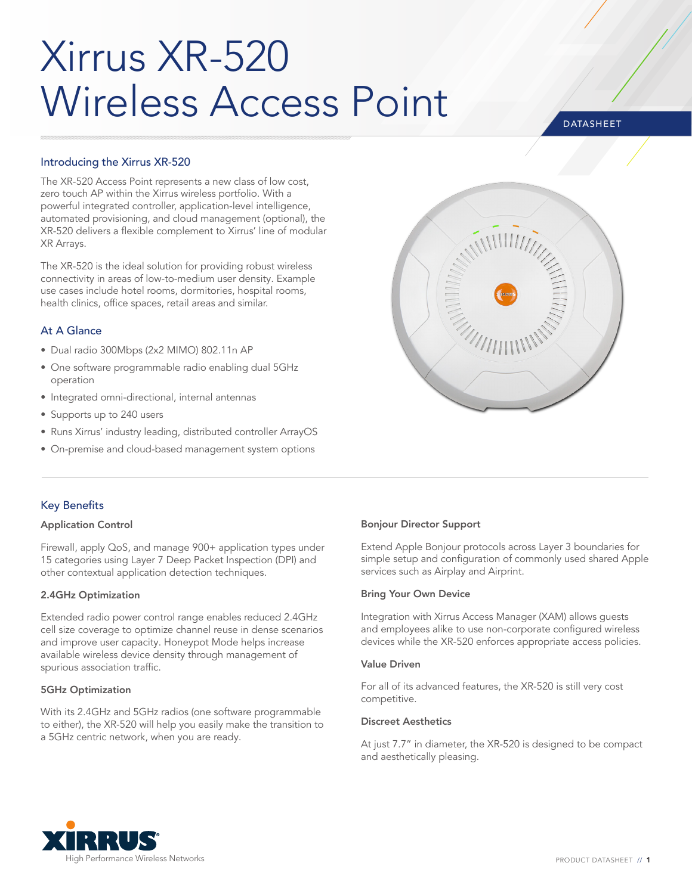# Xirrus XR-520 Wireless Access Point

DATASHEET

## Introducing the Xirrus XR-520

The XR-520 Access Point represents a new class of low cost, zero touch AP within the Xirrus wireless portfolio. With a powerful integrated controller, application-level intelligence, automated provisioning, and cloud management (optional), the XR-520 delivers a flexible complement to Xirrus' line of modular XR Arrays.

The XR-520 is the ideal solution for providing robust wireless connectivity in areas of low-to-medium user density. Example use cases include hotel rooms, dormitories, hospital rooms, health clinics, office spaces, retail areas and similar.

## At A Glance

- Dual radio 300Mbps (2x2 MIMO) 802.11n AP
- One software programmable radio enabling dual 5GHz operation
- Integrated omni-directional, internal antennas
- Supports up to 240 users
- Runs Xirrus' industry leading, distributed controller ArrayOS
- On-premise and cloud-based management system options

## Key Benefits

### Application Control

Firewall, apply QoS, and manage 900+ application types under 15 categories using Layer 7 Deep Packet Inspection (DPI) and other contextual application detection techniques.

### 2.4GHz Optimization

Extended radio power control range enables reduced 2.4GHz cell size coverage to optimize channel reuse in dense scenarios and improve user capacity. Honeypot Mode helps increase available wireless device density through management of spurious association traffic.

### 5GHz Optimization

With its 2.4GHz and 5GHz radios (one software programmable to either), the XR-520 will help you easily make the transition to a 5GHz centric network, when you are ready.

### Bonjour Director Support

Extend Apple Bonjour protocols across Layer 3 boundaries for simple setup and configuration of commonly used shared Apple services such as Airplay and Airprint.

### Bring Your Own Device

Integration with Xirrus Access Manager (XAM) allows guests and employees alike to use non-corporate configured wireless devices while the XR-520 enforces appropriate access policies.

### Value Driven

For all of its advanced features, the XR-520 is still very cost competitive.

### Discreet Aesthetics

At just 7.7" in diameter, the XR-520 is designed to be compact and aesthetically pleasing.

XIRRUS High Performance Wireless Networks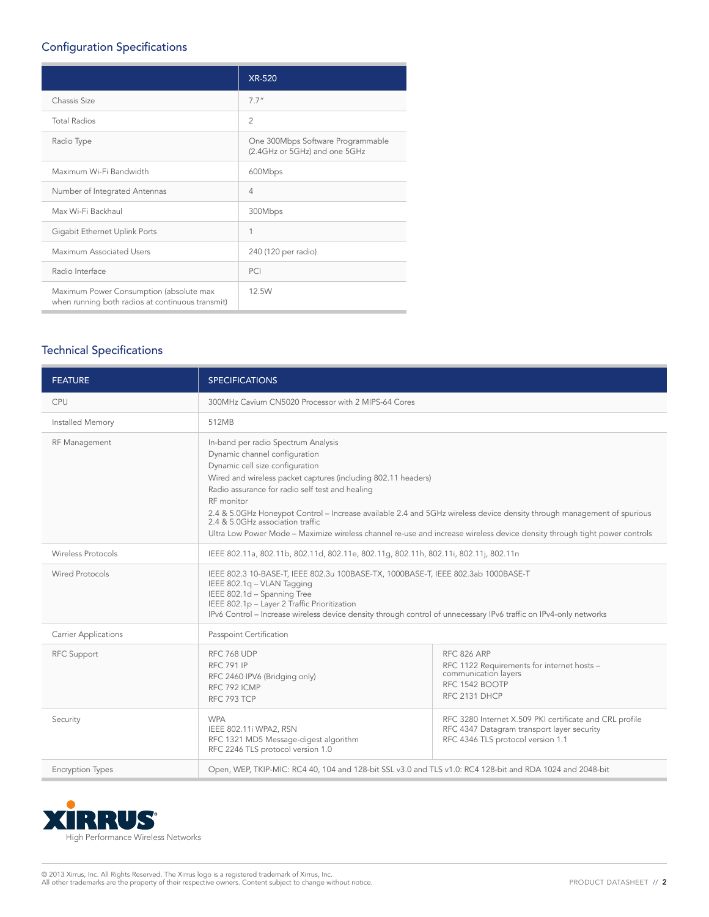## Configuration Specifications

| | XR-520 |
|---|---|
| Chassis Size | 7.7" |
| Total Radios | 2 |
| Radio Type | One 300Mbps Software Programmable (2.4GHz or 5GHz) and one 5GHz |
| Maximum Wi-Fi Bandwidth | 600Mbps |
| Number of Integrated Antennas | 4 |
| Max Wi-Fi Backhaul | 300Mbps |
| Gigabit Ethernet Uplink Ports | 1 |
| Maximum Associated Users | 240 (120 per radio) |
| Radio Interface | PCI |
| Maximum Power Consumption (absolute max when running both radios at continuous transmit) | 12.5W |

## Technical Specifications

| FEATURE | SPECIFICATIONS | |
|---|---|---|
| CPU | 300MHz Cavium CN5020 Processor with 2 MIPS-64 Cores | |
| Installed Memory | 512MB | |
| RF Management | In-band per radio Spectrum Analysis<br>Dynamic channel configuration<br>Dynamic cell size configuration<br>Wired and wireless packet captures (including 802.11 headers)<br>Radio assurance for radio self test and healing<br>RF monitor<br>2.4 & 5.0GHz Honeypot Control – Increase available 2.4 and 5GHz wireless device density through management of spurious 2.4 & 5.0GHz association traffic<br>Ultra Low Power Mode – Maximize wireless channel re-use and increase wireless device density through tight power controls | |
| Wireless Protocols | IEEE 802.11a, 802.11b, 802.11d, 802.11e, 802.11g, 802.11h, 802.11i, 802.11j, 802.11n | |
| Wired Protocols | IEEE 802.3 10-BASE-T, IEEE 802.3u 100BASE-TX, 1000BASE-T, IEEE 802.3ab 1000BASE-T<br>IEEE 802.1q – VLAN Tagging<br>IEEE 802.1d – Spanning Tree<br>IEEE 802.1p – Layer 2 Traffic Prioritization<br>IPv6 Control – Increase wireless device density through control of unnecessary IPv6 traffic on IPv4-only networks | |
| Carrier Applications | Passpoint Certification | |
| RFC Support | RFC 768 UDP<br>RFC 791 IP<br>RFC 2460 IPV6 (Bridging only)<br>RFC 792 ICMP<br>RFC 793 TCP | RFC 826 ARP<br>RFC 1122 Requirements for internet hosts – communication layers<br>RFC 1542 BOOTP<br>RFC 2131 DHCP |
| Security | WPA<br>IEEE 802.11i WPA2, RSN<br>RFC 1321 MD5 Message-digest algorithm<br>RFC 2246 TLS protocol version 1.0 | RFC 3280 Internet X.509 PKI certificate and CRL profile<br>RFC 4347 Datagram transport layer security<br>RFC 4346 TLS protocol version 1.1 |
| Encryption Types | Open, WEP, TKIP-MIC: RC4 40, 104 and 128-bit SSL v3.0 and TLS v1.0: RC4 128-bit and RDA 1024 and 2048-bit | |

XIRRUS
High Performance Wireless Networks

© 2013 Xirrus, Inc. All Rights Reserved. The Xirrus logo is a registered trademark of Xirrus, Inc.
All other trademarks are the property of their respective owners. Content subject to change without notice.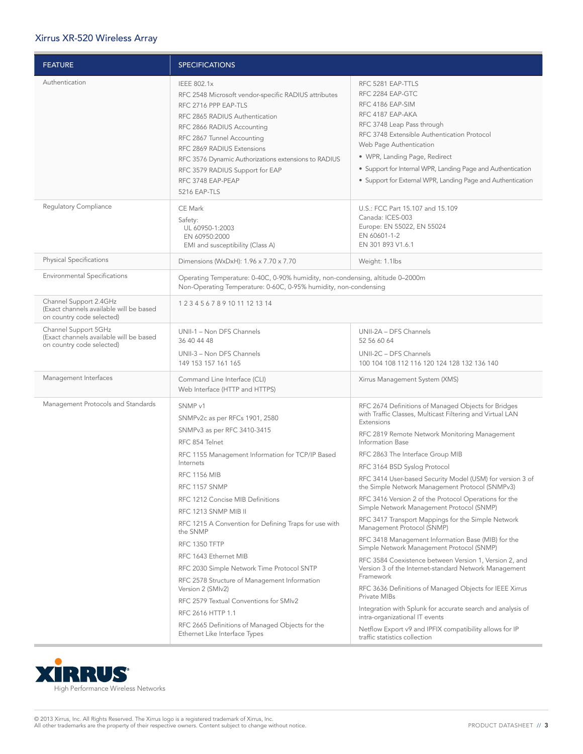# Xirrus XR-520 Wireless Array

| FEATURE | SPECIFICATIONS | |
|---|---|---|
| Authentication | IEEE 802.1x<br>RFC 2548 Microsoft vendor-specific RADIUS attributes<br>RFC 2716 PPP EAP-TLS<br>RFC 2865 RADIUS Authentication<br>RFC 2866 RADIUS Accounting<br>RFC 2867 Tunnel Accounting<br>RFC 2869 RADIUS Extensions<br>RFC 3576 Dynamic Authorizations extensions to RADIUS<br>RFC 3579 RADIUS Support for EAP<br>RFC 3748 EAP-PEAP<br>5216 EAP-TLS | RFC 5281 EAP-TTLS<br>RFC 2284 EAP-GTC<br>RFC 4186 EAP-SIM<br>RFC 4187 EAP-AKA<br>RFC 3748 Leap Pass through<br>RFC 3748 Extensible Authentication Protocol<br>Web Page Authentication<br>• WPR, Landing Page, Redirect<br>• Support for Internal WPR, Landing Page and Authentication<br>• Support for External WPR, Landing Page and Authentication |
| Regulatory Compliance | CE Mark<br>Safety:<br>UL 60950-1:2003<br>EN 60950:2000<br>EMI and susceptibility (Class A) | U.S.: FCC Part 15.107 and 15.109<br>Canada: ICES-003<br>Europe: EN 55022, EN 55024<br>EN 60601-1-2<br>EN 301 893 V1.6.1 |
| Physical Specifications | Dimensions (WxDxH): 1.96 x 7.70 x 7.70 | Weight: 1.1lbs |
| Environmental Specifications | Operating Temperature: 0-40C, 0-90% humidity, non-condensing, altitude 0–2000m<br>Non-Operating Temperature: 0-60C, 0-95% humidity, non-condensing | |
| Channel Support 2.4GHz (Exact channels available will be based on country code selected) | 1 2 3 4 5 6 7 8 9 10 11 12 13 14 | |
| Channel Support 5GHz (Exact channels available will be based on country code selected) | UNII-1 – Non DFS Channels<br>36 40 44 48<br>UNII-3 – Non DFS Channels<br>149 153 157 161 165 | UNII-2A – DFS Channels<br>52 56 60 64<br>UNII-2C – DFS Channels<br>100 104 108 112 116 120 124 128 132 136 140 |
| Management Interfaces | Command Line Interface (CLI)<br>Web Interface (HTTP and HTTPS) | Xirrus Management System (XMS) |
| Management Protocols and Standards | SNMP v1<br>SNMPv2c as per RFCs 1901, 2580<br>SNMPv3 as per RFC 3410-3415<br>RFC 854 Telnet<br>RFC 1155 Management Information for TCP/IP Based Internets<br>RFC 1156 MIB<br>RFC 1157 SNMP<br>RFC 1212 Concise MIB Definitions<br>RFC 1213 SNMP MIB II<br>RFC 1215 A Convention for Defining Traps for use with the SNMP<br>RFC 1350 TFTP<br>RFC 1643 Ethernet MIB<br>RFC 2030 Simple Network Time Protocol SNTP<br>RFC 2578 Structure of Management Information Version 2 (SMIv2)<br>RFC 2579 Textual Conventions for SMIv2<br>RFC 2616 HTTP 1.1<br>RFC 2665 Definitions of Managed Objects for the Ethernet Like Interface Types | RFC 2674 Definitions of Managed Objects for Bridges with Traffic Classes, Multicast Filtering and Virtual LAN Extensions<br>RFC 2819 Remote Network Monitoring Management Information Base<br>RFC 2863 The Interface Group MIB<br>RFC 3164 BSD Syslog Protocol<br>RFC 3414 User-based Security Model (USM) for version 3 of the Simple Network Management Protocol (SNMPv3)<br>RFC 3416 Version 2 of the Protocol Operations for the Simple Network Management Protocol (SNMP)<br>RFC 3417 Transport Mappings for the Simple Network Management Protocol (SNMP)<br>RFC 3418 Management Information Base (MIB) for the Simple Network Management Protocol (SNMP)<br>RFC 3584 Coexistence between Version 1, Version 2, and Version 3 of the Internet-standard Network Management Framework<br>RFC 3636 Definitions of Managed Objects for IEEE Xirrus Private MIBs<br>Integration with Splunk for accurate search and analysis of intra-organizational IT events<br>Netflow Export v9 and IPFIX compatibility allows for IP traffic statistics collection |

XIRRUS®
High Performance Wireless Networks

© 2013 Xirrus, Inc. All Rights Reserved. The Xirrus logo is a registered trademark of Xirrus, Inc.
All other trademarks are the property of their respective owners. Content subject to change without notice.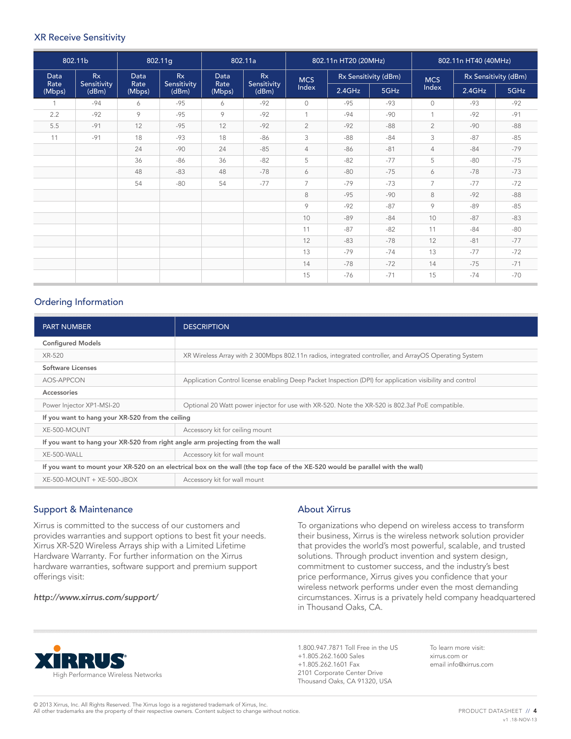## XR Receive Sensitivity

| 802.11b | | 802.11g | | 802.11a | | 802.11n HT20 (20MHz) | | | 802.11n HT40 (40MHz) | | |
|---|---|---|---|---|---|---|---|---|---|---|---|
| Data Rate (Mbps) | Rx Sensitivity (dBm) | Data Rate (Mbps) | Rx Sensitivity (dBm) | Data Rate (Mbps) | Rx Sensitivity (dBm) | MCS Index | Rx Sensitivity (dBm) 2.4GHz | Rx Sensitivity (dBm) 5GHz | MCS Index | Rx Sensitivity (dBm) 2.4GHz | Rx Sensitivity (dBm) 5GHz |
| 1 | -94 | 6 | -95 | 6 | -92 | 0 | -95 | -93 | 0 | -93 | -92 |
| 2.2 | -92 | 9 | -95 | 9 | -92 | 1 | -94 | -90 | 1 | -92 | -91 |
| 5.5 | -91 | 12 | -95 | 12 | -92 | 2 | -92 | -88 | 2 | -90 | -88 |
| 11 | -91 | 18 | -93 | 18 | -86 | 3 | -88 | -84 | 3 | -87 | -85 |
| | | 24 | -90 | 24 | -85 | 4 | -86 | -81 | 4 | -84 | -79 |
| | | 36 | -86 | 36 | -82 | 5 | -82 | -77 | 5 | -80 | -75 |
| | | 48 | -83 | 48 | -78 | 6 | -80 | -75 | 6 | -78 | -73 |
| | | 54 | -80 | 54 | -77 | 7 | -79 | -73 | 7 | -77 | -72 |
| | | | | | | 8 | -95 | -90 | 8 | -92 | -88 |
| | | | | | | 9 | -92 | -87 | 9 | -89 | -85 |
| | | | | | | 10 | -89 | -84 | 10 | -87 | -83 |
| | | | | | | 11 | -87 | -82 | 11 | -84 | -80 |
| | | | | | | 12 | -83 | -78 | 12 | -81 | -77 |
| | | | | | | 13 | -79 | -74 | 13 | -77 | -72 |
| | | | | | | 14 | -78 | -72 | 14 | -75 | -71 |
| | | | | | | 15 | -76 | -71 | 15 | -74 | -70 |

## Ordering Information

| PART NUMBER | DESCRIPTION |
|---|---|
| **Configured Models** | |
| XR-520 | XR Wireless Array with 2 300Mbps 802.11n radios, integrated controller, and ArrayOS Operating System |
| **Software Licenses** | |
| AOS-APPCON | Application Control license enabling Deep Packet Inspection (DPI) for application visibility and control |
| **Accessories** | |
| Power Injector XP1-MSI-20 | Optional 20 Watt power injector for use with XR-520. Note the XR-520 is 802.3af PoE compatible. |
| **If you want to hang your XR-520 from the ceiling** | |
| XE-500-MOUNT | Accessory kit for ceiling mount |
| **If you want to hang your XR-520 from right angle arm projecting from the wall** | |
| XE-500-WALL | Accessory kit for wall mount |
| **If you want to mount your XR-520 on an electrical box on the wall (the top face of the XE-520 would be parallel with the wall)** | |
| XE-500-MOUNT + XE-500-JBOX | Accessory kit for wall mount |

## Support & Maintenance

Xirrus is committed to the success of our customers and provides warranties and support options to best fit your needs. Xirrus XR-520 Wireless Arrays ship with a Limited Lifetime Hardware Warranty. For further information on the Xirrus hardware warranties, software support and premium support offerings visit:

***http://www.xirrus.com/support/***

## About Xirrus

To organizations who depend on wireless access to transform their business, Xirrus is the wireless network solution provider that provides the world's most powerful, scalable, and trusted solutions. Through product invention and system design, commitment to customer success, and the industry's best price performance, Xirrus gives you confidence that your wireless network performs under even the most demanding circumstances. Xirrus is a privately held company headquartered in Thousand Oaks, CA.

XIRRUS
High Performance Wireless Networks

1.800.947.7871 Toll Free in the US
+1.805.262.1600 Sales
+1.805.262.1601 Fax
2101 Corporate Center Drive
Thousand Oaks, CA 91320, USA

To learn more visit:
xirrus.com or
email info@xirrus.com

© 2013 Xirrus, Inc. All Rights Reserved. The Xirrus logo is a registered trademark of Xirrus, Inc.
All other trademarks are the property of their respective owners. Content subject to change without notice.

v1 .18-NOV-13